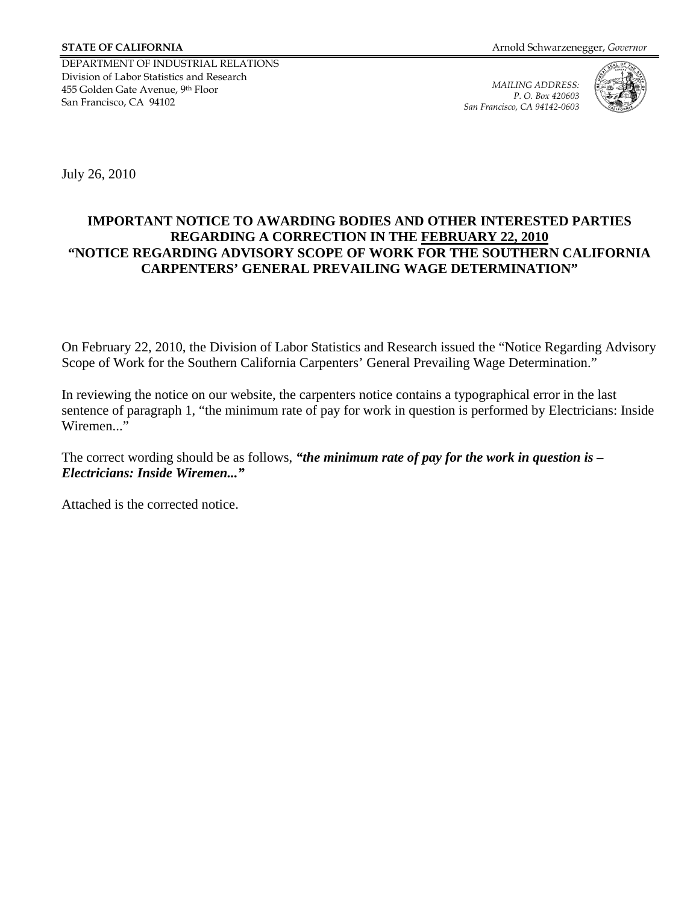**STATE OF CALIFORNIA** Arnold Schwarzenegger, *Governor*

DEPARTMENT OF INDUSTRIAL RELATIONS
Division of Labor Statistics and Research
455 Golden Gate Avenue, 9th Floor
San Francisco, CA 94102

*MAILING ADDRESS:*
*P. O. Box 420603*
*San Francisco, CA 94142-0603*

July 26, 2010

**IMPORTANT NOTICE TO AWARDING BODIES AND OTHER INTERESTED PARTIES REGARDING A CORRECTION IN THE FEBRUARY 22, 2010 "NOTICE REGARDING ADVISORY SCOPE OF WORK FOR THE SOUTHERN CALIFORNIA CARPENTERS' GENERAL PREVAILING WAGE DETERMINATION"**

On February 22, 2010, the Division of Labor Statistics and Research issued the "Notice Regarding Advisory Scope of Work for the Southern California Carpenters' General Prevailing Wage Determination."

In reviewing the notice on our website, the carpenters notice contains a typographical error in the last sentence of paragraph 1, "the minimum rate of pay for work in question is performed by Electricians: Inside Wiremen..."

The correct wording should be as follows, ***"the minimum rate of pay for the work in question is – Electricians: Inside Wiremen..."***

Attached is the corrected notice.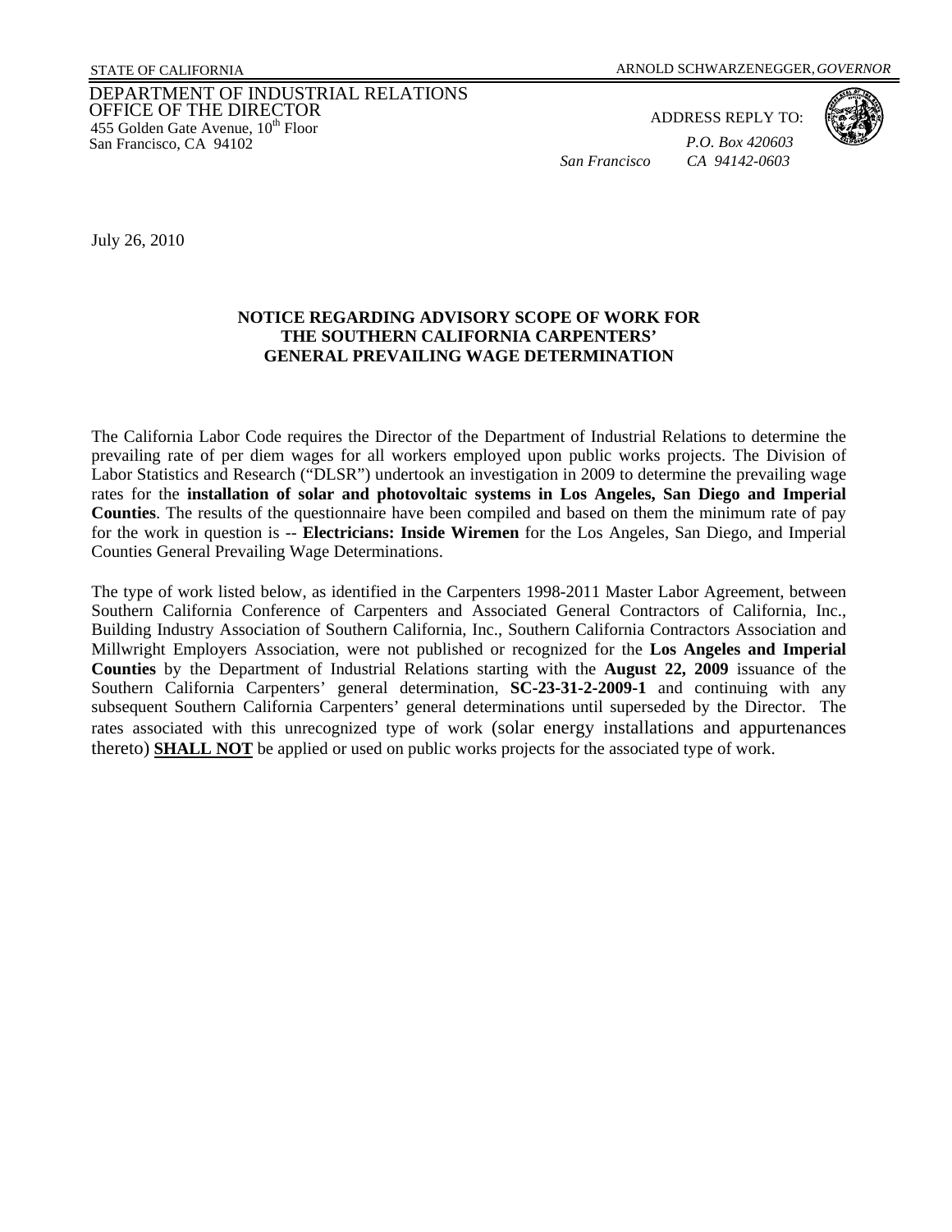STATE OF CALIFORNIA

ARNOLD SCHWARZENEGGER, *GOVERNOR*

DEPARTMENT OF INDUSTRIAL RELATIONS
OFFICE OF THE DIRECTOR
455 Golden Gate Avenue, 10th Floor
San Francisco, CA 94102

ADDRESS REPLY TO:
*P.O. Box 420603*
*San Francisco CA 94142-0603*

July 26, 2010

**NOTICE REGARDING ADVISORY SCOPE OF WORK FOR THE SOUTHERN CALIFORNIA CARPENTERS' GENERAL PREVAILING WAGE DETERMINATION**

The California Labor Code requires the Director of the Department of Industrial Relations to determine the prevailing rate of per diem wages for all workers employed upon public works projects. The Division of Labor Statistics and Research ("DLSR") undertook an investigation in 2009 to determine the prevailing wage rates for the **installation of solar and photovoltaic systems in Los Angeles, San Diego and Imperial Counties**. The results of the questionnaire have been compiled and based on them the minimum rate of pay for the work in question is -- **Electricians: Inside Wiremen** for the Los Angeles, San Diego, and Imperial Counties General Prevailing Wage Determinations.

The type of work listed below, as identified in the Carpenters 1998-2011 Master Labor Agreement, between Southern California Conference of Carpenters and Associated General Contractors of California, Inc., Building Industry Association of Southern California, Inc., Southern California Contractors Association and Millwright Employers Association, were not published or recognized for the **Los Angeles and Imperial Counties** by the Department of Industrial Relations starting with the **August 22, 2009** issuance of the Southern California Carpenters' general determination, **SC-23-31-2-2009-1** and continuing with any subsequent Southern California Carpenters' general determinations until superseded by the Director. The rates associated with this unrecognized type of work (solar energy installations and appurtenances thereto) **SHALL NOT** be applied or used on public works projects for the associated type of work.